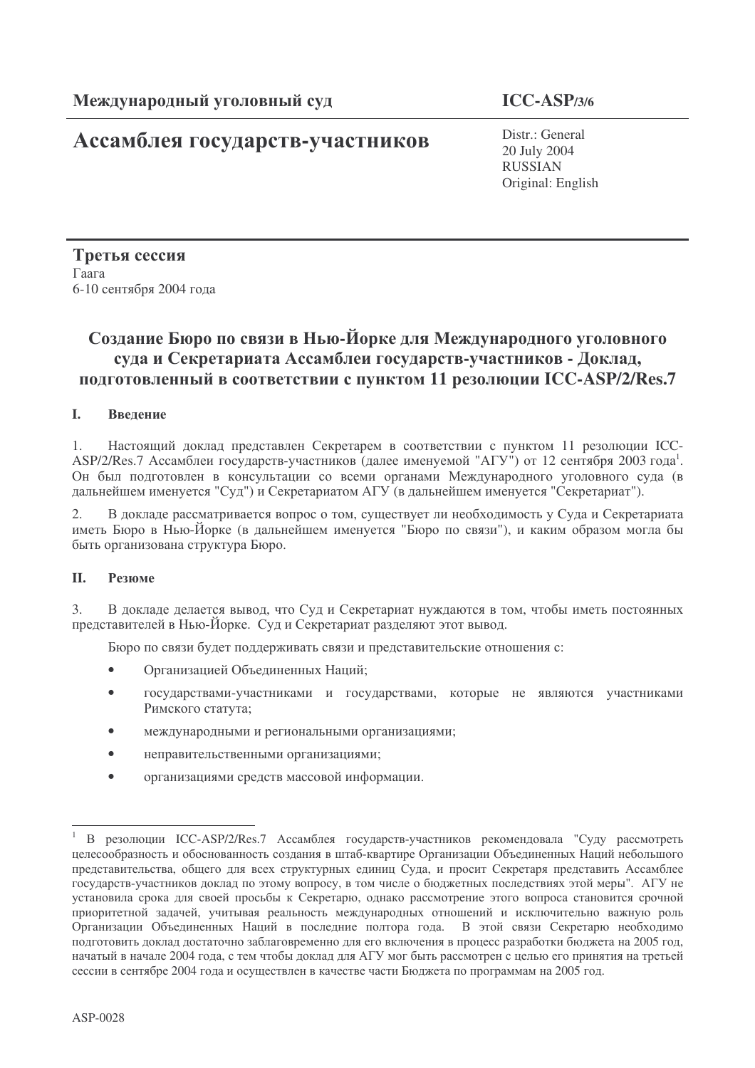**Международный уголовный суд**

**ICC-ASP/3/6**

# Ассамблея государств-участников

Distr.: General
20 July 2004
RUSSIAN
Original: English

**Третья сессия**
Гаага
6-10 сентября 2004 года

## Создание Бюро по связи в Нью-Йорке для Международного уголовного суда и Секретариата Ассамблеи государств-участников - Доклад, подготовленный в соответствии с пунктом 11 резолюции ICC-ASP/2/Res.7

### I. Введение

1. Настоящий доклад представлен Секретарем в соответствии с пунктом 11 резолюции ICC-ASP/2/Res.7 Ассамблеи государств-участников (далее именуемой "АГУ") от 12 сентября 2003 года[1]. Он был подготовлен в консультации со всеми органами Международного уголовного суда (в дальнейшем именуется "Суд") и Секретариатом АГУ (в дальнейшем именуется "Секретариат").

2. В докладе рассматривается вопрос о том, существует ли необходимость у Суда и Секретариата иметь Бюро в Нью-Йорке (в дальнейшем именуется "Бюро по связи"), и каким образом могла бы быть организована структура Бюро.

### II. Резюме

3. В докладе делается вывод, что Суд и Секретариат нуждаются в том, чтобы иметь постоянных представителей в Нью-Йорке. Суд и Секретариат разделяют этот вывод.

Бюро по связи будет поддерживать связи и представительские отношения с:

- Организацией Объединенных Наций;
- государствами-участниками и государствами, которые не являются участниками Римского статута;
- международными и региональными организациями;
- неправительственными организациями;
- организациями средств массовой информации.

[1] В резолюции ICC-ASP/2/Res.7 Ассамблея государств-участников рекомендовала "Суду рассмотреть целесообразность и обоснованность создания в штаб-квартире Организации Объединенных Наций небольшого представительства, общего для всех структурных единиц Суда, и просит Секретаря представить Ассамблее государств-участников доклад по этому вопросу, в том числе о бюджетных последствиях этой меры". АГУ не установила срока для своей просьбы к Секретарю, однако рассмотрение этого вопроса становится срочной приоритетной задачей, учитывая реальность международных отношений и исключительно важную роль Организации Объединенных Наций в последние полтора года. В этой связи Секретарю необходимо подготовить доклад достаточно заблаговременно для его включения в процесс разработки бюджета на 2005 год, начатый в начале 2004 года, с тем чтобы доклад для АГУ мог быть рассмотрен с целью его принятия на третьей сессии в сентябре 2004 года и осуществлен в качестве части Бюджета по программам на 2005 год.

ASP-0028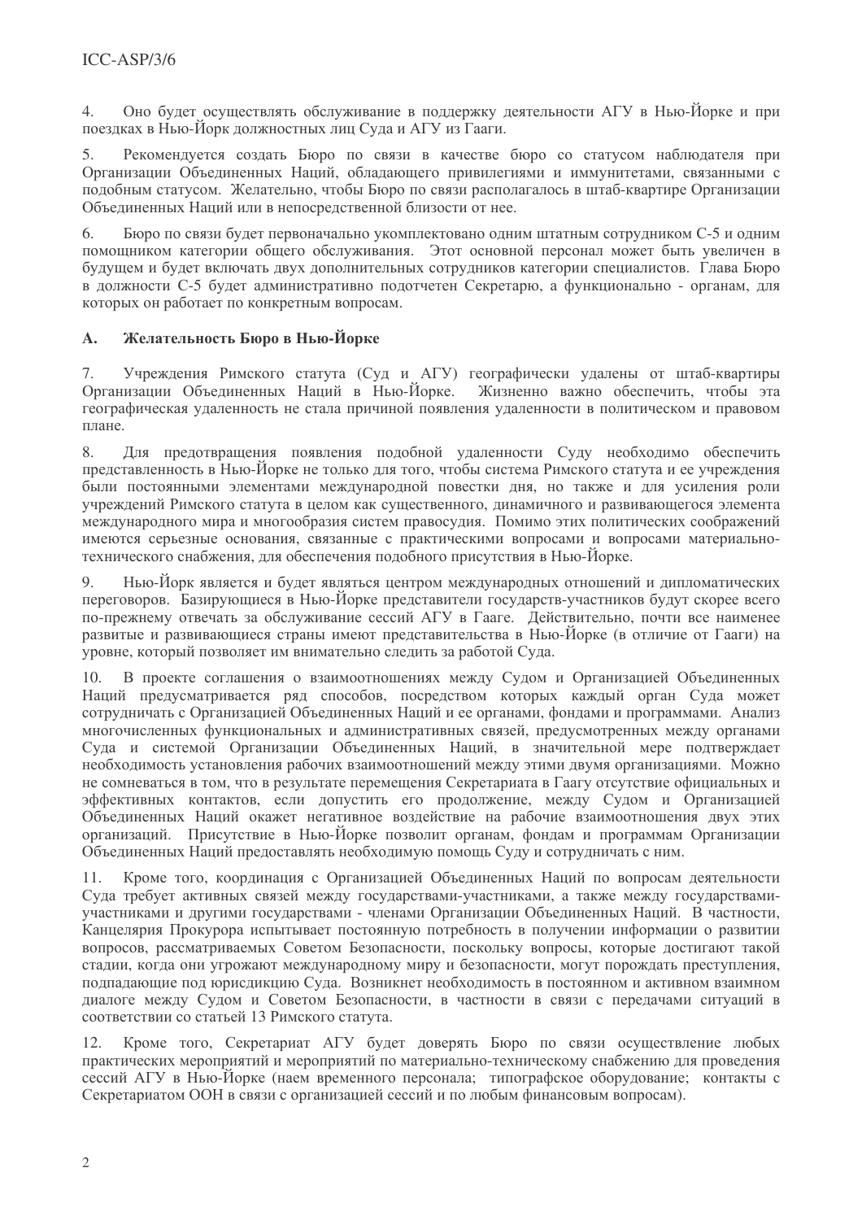4. Оно будет осуществлять обслуживание в поддержку деятельности АГУ в Нью-Йорке и при поездках в Нью-Йорк должностных лиц Суда и АГУ из Гааги.

5. Рекомендуется создать Бюро по связи в качестве бюро со статусом наблюдателя при Организации Объединенных Наций, обладающего привилегиями и иммунитетами, связанными с подобным статусом. Желательно, чтобы Бюро по связи располагалось в штаб-квартире Организации Объединенных Наций или в непосредственной близости от нее.

6. Бюро по связи будет первоначально укомплектовано одним штатным сотрудником С-5 и одним помощником категории общего обслуживания. Этот основной персонал может быть увеличен в будущем и будет включать двух дополнительных сотрудников категории специалистов. Глава Бюро в должности С-5 будет административно подотчетен Секретарю, а функционально - органам, для которых он работает по конкретным вопросам.

### A. Желательность Бюро в Нью-Йорке

7. Учреждения Римского статута (Суд и АГУ) географически удалены от штаб-квартиры Организации Объединенных Наций в Нью-Йорке. Жизненно важно обеспечить, чтобы эта географическая удаленность не стала причиной появления удаленности в политическом и правовом плане.

8. Для предотвращения появления подобной удаленности Суду необходимо обеспечить представленность в Нью-Йорке не только для того, чтобы система Римского статута и ее учреждения были постоянными элементами международной повестки дня, но также и для усиления роли учреждений Римского статута в целом как существенного, динамичного и развивающегося элемента международного мира и многообразия систем правосудия. Помимо этих политических соображений имеются серьезные основания, связанные с практическими вопросами и вопросами материально-технического снабжения, для обеспечения подобного присутствия в Нью-Йорке.

9. Нью-Йорк является и будет являться центром международных отношений и дипломатических переговоров. Базирующиеся в Нью-Йорке представители государств-участников будут скорее всего по-прежнему отвечать за обслуживание сессий АГУ в Гааге. Действительно, почти все наименее развитые и развивающиеся страны имеют представительства в Нью-Йорке (в отличие от Гааги) на уровне, который позволяет им внимательно следить за работой Суда.

10. В проекте соглашения о взаимоотношениях между Судом и Организацией Объединенных Наций предусматривается ряд способов, посредством которых каждый орган Суда может сотрудничать с Организацией Объединенных Наций и ее органами, фондами и программами. Анализ многочисленных функциональных и административных связей, предусмотренных между органами Суда и системой Организации Объединенных Наций, в значительной мере подтверждает необходимость установления рабочих взаимоотношений между этими двумя организациями. Можно не сомневаться в том, что в результате перемещения Секретариата в Гаагу отсутствие официальных и эффективных контактов, если допустить его продолжение, между Судом и Организацией Объединенных Наций окажет негативное воздействие на рабочие взаимоотношения двух этих организаций. Присутствие в Нью-Йорке позволит органам, фондам и программам Организации Объединенных Наций предоставлять необходимую помощь Суду и сотрудничать с ним.

11. Кроме того, координация с Организацией Объединенных Наций по вопросам деятельности Суда требует активных связей между государствами-участниками, а также между государствами-участниками и другими государствами - членами Организации Объединенных Наций. В частности, Канцелярия Прокурора испытывает постоянную потребность в получении информации о развитии вопросов, рассматриваемых Советом Безопасности, поскольку вопросы, которые достигают такой стадии, когда они угрожают международному миру и безопасности, могут порождать преступления, подпадающие под юрисдикцию Суда. Возникнет необходимость в постоянном и активном взаимном диалоге между Судом и Советом Безопасности, в частности в связи с передачами ситуаций в соответствии со статьей 13 Римского статута.

12. Кроме того, Секретариат АГУ будет доверять Бюро по связи осуществление любых практических мероприятий и мероприятий по материально-техническому снабжению для проведения сессий АГУ в Нью-Йорке (наем временного персонала; типографское оборудование; контакты с Секретариатом ООН в связи с организацией сессий и по любым финансовым вопросам).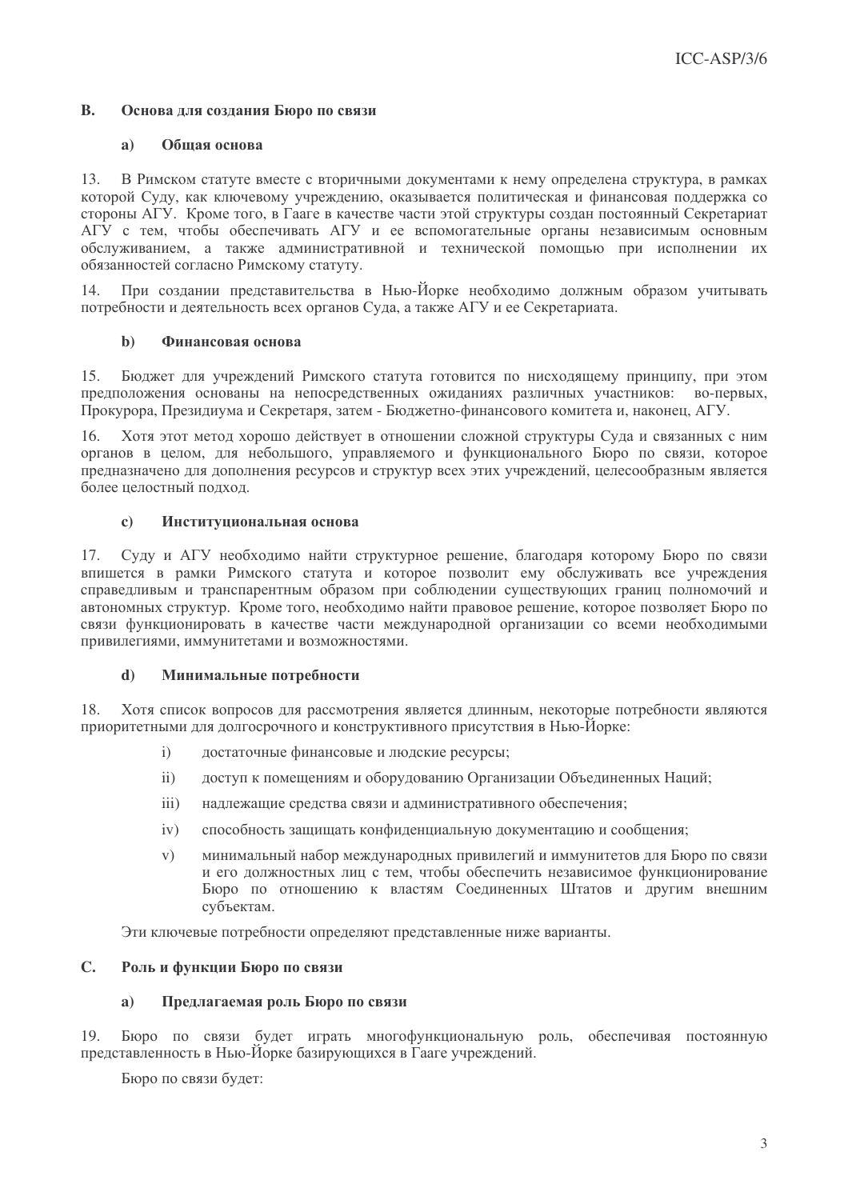## B. Основа для создания Бюро по связи

### a) Общая основа

13. В Римском статуте вместе с вторичными документами к нему определена структура, в рамках которой Суду, как ключевому учреждению, оказывается политическая и финансовая поддержка со стороны АГУ. Кроме того, в Гааге в качестве части этой структуры создан постоянный Секретариат АГУ с тем, чтобы обеспечивать АГУ и ее вспомогательные органы независимым основным обслуживанием, а также административной и технической помощью при исполнении их обязанностей согласно Римскому статуту.

14. При создании представительства в Нью-Йорке необходимо должным образом учитывать потребности и деятельность всех органов Суда, а также АГУ и ее Секретариата.

### b) Финансовая основа

15. Бюджет для учреждений Римского статута готовится по нисходящему принципу, при этом предположения основаны на непосредственных ожиданиях различных участников: во-первых, Прокурора, Президиума и Секретаря, затем - Бюджетно-финансового комитета и, наконец, АГУ.

16. Хотя этот метод хорошо действует в отношении сложной структуры Суда и связанных с ним органов в целом, для небольшого, управляемого и функционального Бюро по связи, которое предназначено для дополнения ресурсов и структур всех этих учреждений, целесообразным является более целостный подход.

### c) Институциональная основа

17. Суду и АГУ необходимо найти структурное решение, благодаря которому Бюро по связи впишется в рамки Римского статута и которое позволит ему обслуживать все учреждения справедливым и транспарентным образом при соблюдении существующих границ полномочий и автономных структур. Кроме того, необходимо найти правовое решение, которое позволяет Бюро по связи функционировать в качестве части международной организации со всеми необходимыми привилегиями, иммунитетами и возможностями.

### d) Минимальные потребности

18. Хотя список вопросов для рассмотрения является длинным, некоторые потребности являются приоритетными для долгосрочного и конструктивного присутствия в Нью-Йорке:

i) достаточные финансовые и людские ресурсы;

ii) доступ к помещениям и оборудованию Организации Объединенных Наций;

iii) надлежащие средства связи и административного обеспечения;

iv) способность защищать конфиденциальную документацию и сообщения;

v) минимальный набор международных привилегий и иммунитетов для Бюро по связи и его должностных лиц с тем, чтобы обеспечить независимое функционирование Бюро по отношению к властям Соединенных Штатов и другим внешним субъектам.

Эти ключевые потребности определяют представленные ниже варианты.

## C. Роль и функции Бюро по связи

### a) Предлагаемая роль Бюро по связи

19. Бюро по связи будет играть многофункциональную роль, обеспечивая постоянную представленность в Нью-Йорке базирующихся в Гааге учреждений.

Бюро по связи будет: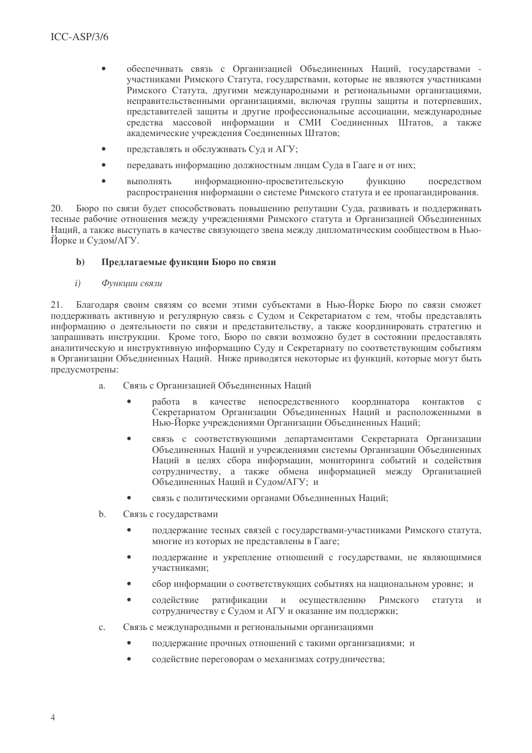- обеспечивать связь с Организацией Объединенных Наций, государствами - участниками Римского Статута, государствами, которые не являются участниками Римского Статута, другими международными и региональными организациями, неправительственными организациями, включая группы защиты и потерпевших, представителей защиты и другие профессиональные ассоциации, международные средства массовой информации и СМИ Соединенных Штатов, а также академические учреждения Соединенных Штатов;
- представлять и обслуживать Суд и АГУ;
- передавать информацию должностным лицам Суда в Гааге и от них;
- выполнять информационно-просветительскую функцию посредством распространения информации о системе Римского статута и ее пропагандирования.

20. Бюро по связи будет способствовать повышению репутации Суда, развивать и поддерживать тесные рабочие отношения между учреждениями Римского статута и Организацией Объединенных Наций, а также выступать в качестве связующего звена между дипломатическим сообществом в Нью-Йорке и Судом/АГУ.

### b) Предлагаемые функции Бюро по связи

*i) Функции связи*

21. Благодаря своим связям со всеми этими субъектами в Нью-Йорке Бюро по связи сможет поддерживать активную и регулярную связь с Судом и Секретариатом с тем, чтобы представлять информацию о деятельности по связи и представительству, а также координировать стратегию и запрашивать инструкции. Кроме того, Бюро по связи возможно будет в состоянии предоставлять аналитическую и инструктивную информацию Суду и Секретариату по соответствующим событиям в Организации Объединенных Наций. Ниже приводятся некоторые из функций, которые могут быть предусмотрены:

a. Связь с Организацией Объединенных Наций

- работа в качестве непосредственного координатора контактов с Секретариатом Организации Объединенных Наций и расположенными в Нью-Йорке учреждениями Организации Объединенных Наций;
- связь с соответствующими департаментами Секретариата Организации Объединенных Наций и учреждениями системы Организации Объединенных Наций в целях сбора информации, мониторинга событий и содействия сотрудничеству, а также обмена информацией между Организацией Объединенных Наций и Судом/АГУ; и
- связь с политическими органами Объединенных Наций;

b. Связь с государствами

- поддержание тесных связей с государствами-участниками Римского статута, многие из которых не представлены в Гааге;
- поддержание и укрепление отношений с государствами, не являющимися участниками;
- сбор информации о соответствующих событиях на национальном уровне; и
- содействие ратификации и осуществлению Римского статута и сотрудничеству с Судом и АГУ и оказание им поддержки;

c. Связь с международными и региональными организациями

- поддержание прочных отношений с такими организациями; и
- содействие переговорам о механизмах сотрудничества;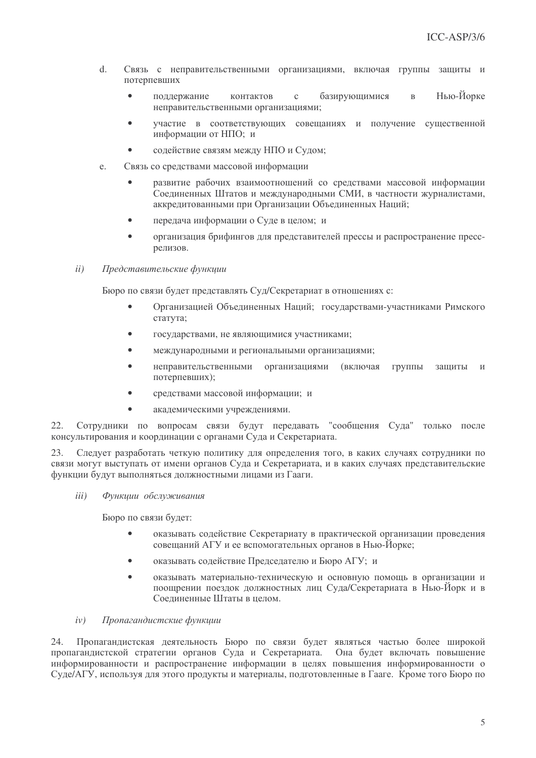d. Связь с неправительственными организациями, включая группы защиты и потерпевших

- поддержание контактов с базирующимися в Нью-Йорке неправительственными организациями;
- участие в соответствующих совещаниях и получение существенной информации от НПО; и
- содействие связям между НПО и Судом;

e. Связь со средствами массовой информации

- развитие рабочих взаимоотношений со средствами массовой информации Соединенных Штатов и международными СМИ, в частности журналистами, аккредитованными при Организации Объединенных Наций;
- передача информации о Суде в целом; и
- организация брифингов для представителей прессы и распространение пресс-релизов.

*ii) Представительские функции*

Бюро по связи будет представлять Суд/Секретариат в отношениях с:

- Организацией Объединенных Наций; государствами-участниками Римского статута;
- государствами, не являющимися участниками;
- международными и региональными организациями;
- неправительственными организациями (включая группы защиты и потерпевших);
- средствами массовой информации; и
- академическими учреждениями.

22. Сотрудники по вопросам связи будут передавать "сообщения Суда" только после консультирования и координации с органами Суда и Секретариата.

23. Следует разработать четкую политику для определения того, в каких случаях сотрудники по связи могут выступать от имени органов Суда и Секретариата, и в каких случаях представительские функции будут выполняться должностными лицами из Гааги.

*iii) Функции обслуживания*

Бюро по связи будет:

- оказывать содействие Секретариату в практической организации проведения совещаний АГУ и ее вспомогательных органов в Нью-Йорке;
- оказывать содействие Председателю и Бюро АГУ; и
- оказывать материально-техническую и основную помощь в организации и поощрении поездок должностных лиц Суда/Секретариата в Нью-Йорк и в Соединенные Штаты в целом.

*iv) Пропагандистские функции*

24. Пропагандистская деятельность Бюро по связи будет являться частью более широкой пропагандистской стратегии органов Суда и Секретариата. Она будет включать повышение информированности и распространение информации в целях повышения информированности о Суде/АГУ, используя для этого продукты и материалы, подготовленные в Гааге. Кроме того Бюро по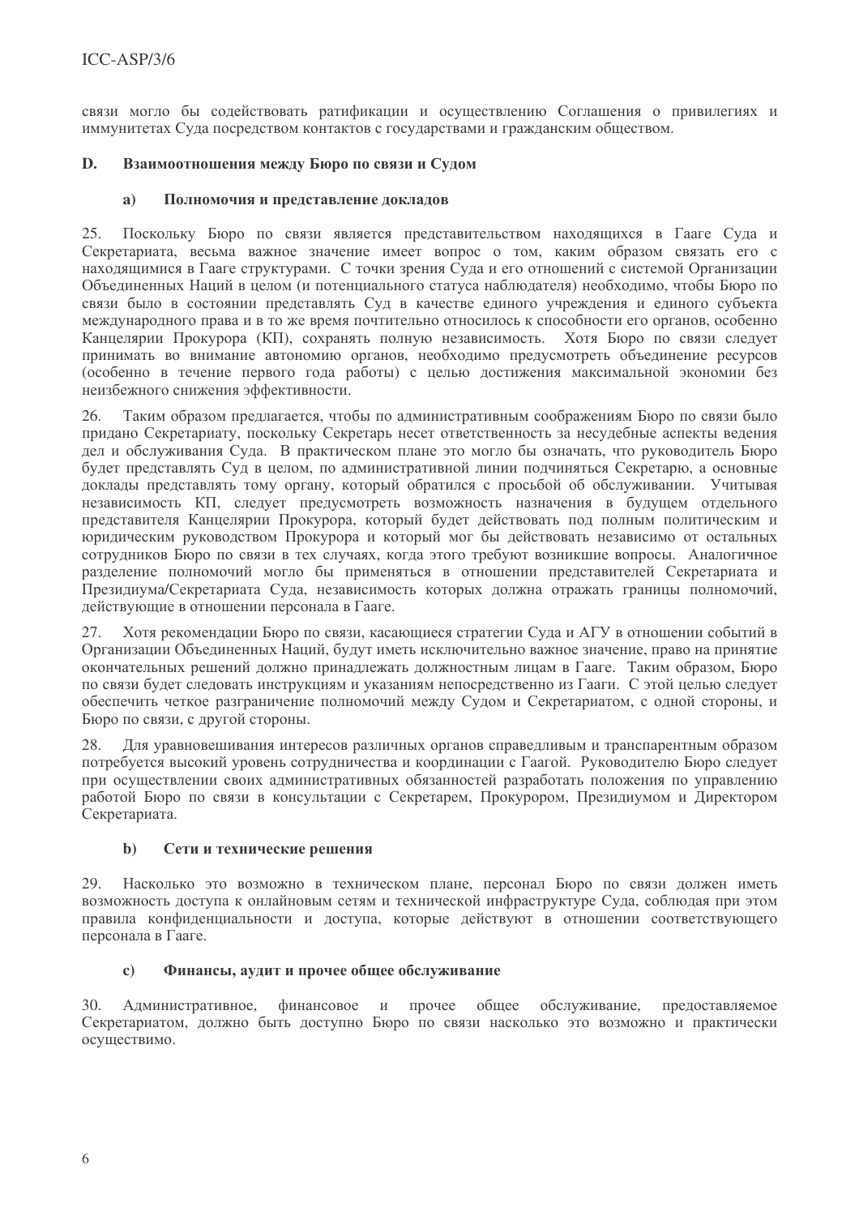связи могло бы содействовать ратификации и осуществлению Соглашения о привилегиях и иммунитетах Суда посредством контактов с государствами и гражданским обществом.

## D. Взаимоотношения между Бюро по связи и Судом

### a) Полномочия и представление докладов

25. Поскольку Бюро по связи является представительством находящихся в Гааге Суда и Секретариата, весьма важное значение имеет вопрос о том, каким образом связать его с находящимися в Гааге структурами. С точки зрения Суда и его отношений с системой Организации Объединенных Наций в целом (и потенциального статуса наблюдателя) необходимо, чтобы Бюро по связи было в состоянии представлять Суд в качестве единого учреждения и единого субъекта международного права и в то же время почтительно относилось к способности его органов, особенно Канцелярии Прокурора (КП), сохранять полную независимость. Хотя Бюро по связи следует принимать во внимание автономию органов, необходимо предусмотреть объединение ресурсов (особенно в течение первого года работы) с целью достижения максимальной экономии без неизбежного снижения эффективности.

26. Таким образом предлагается, чтобы по административным соображениям Бюро по связи было придано Секретариату, поскольку Секретарь несет ответственность за несудебные аспекты ведения дел и обслуживания Суда. В практическом плане это могло бы означать, что руководитель Бюро будет представлять Суд в целом, по административной линии подчиняться Секретарю, а основные доклады представлять тому органу, который обратился с просьбой об обслуживании. Учитывая независимость КП, следует предусмотреть возможность назначения в будущем отдельного представителя Канцелярии Прокурора, который будет действовать под полным политическим и юридическим руководством Прокурора и который мог бы действовать независимо от остальных сотрудников Бюро по связи в тех случаях, когда этого требуют возникшие вопросы. Аналогичное разделение полномочий могло бы применяться в отношении представителей Секретариата и Президиума/Секретариата Суда, независимость которых должна отражать границы полномочий, действующие в отношении персонала в Гааге.

27. Хотя рекомендации Бюро по связи, касающиеся стратегии Суда и АГУ в отношении событий в Организации Объединенных Наций, будут иметь исключительно важное значение, право на принятие окончательных решений должно принадлежать должностным лицам в Гааге. Таким образом, Бюро по связи будет следовать инструкциям и указаниям непосредственно из Гааги. С этой целью следует обеспечить четкое разграничение полномочий между Судом и Секретариатом, с одной стороны, и Бюро по связи, с другой стороны.

28. Для уравновешивания интересов различных органов справедливым и транспарентным образом потребуется высокий уровень сотрудничества и координации с Гаагой. Руководителю Бюро следует при осуществлении своих административных обязанностей разработать положения по управлению работой Бюро по связи в консультации с Секретарем, Прокурором, Президиумом и Директором Секретариата.

### b) Сети и технические решения

29. Насколько это возможно в техническом плане, персонал Бюро по связи должен иметь возможность доступа к онлайновым сетям и технической инфраструктуре Суда, соблюдая при этом правила конфиденциальности и доступа, которые действуют в отношении соответствующего персонала в Гааге.

### c) Финансы, аудит и прочее общее обслуживание

30. Административное, финансовое и прочее общее обслуживание, предоставляемое Секретариатом, должно быть доступно Бюро по связи насколько это возможно и практически осуществимо.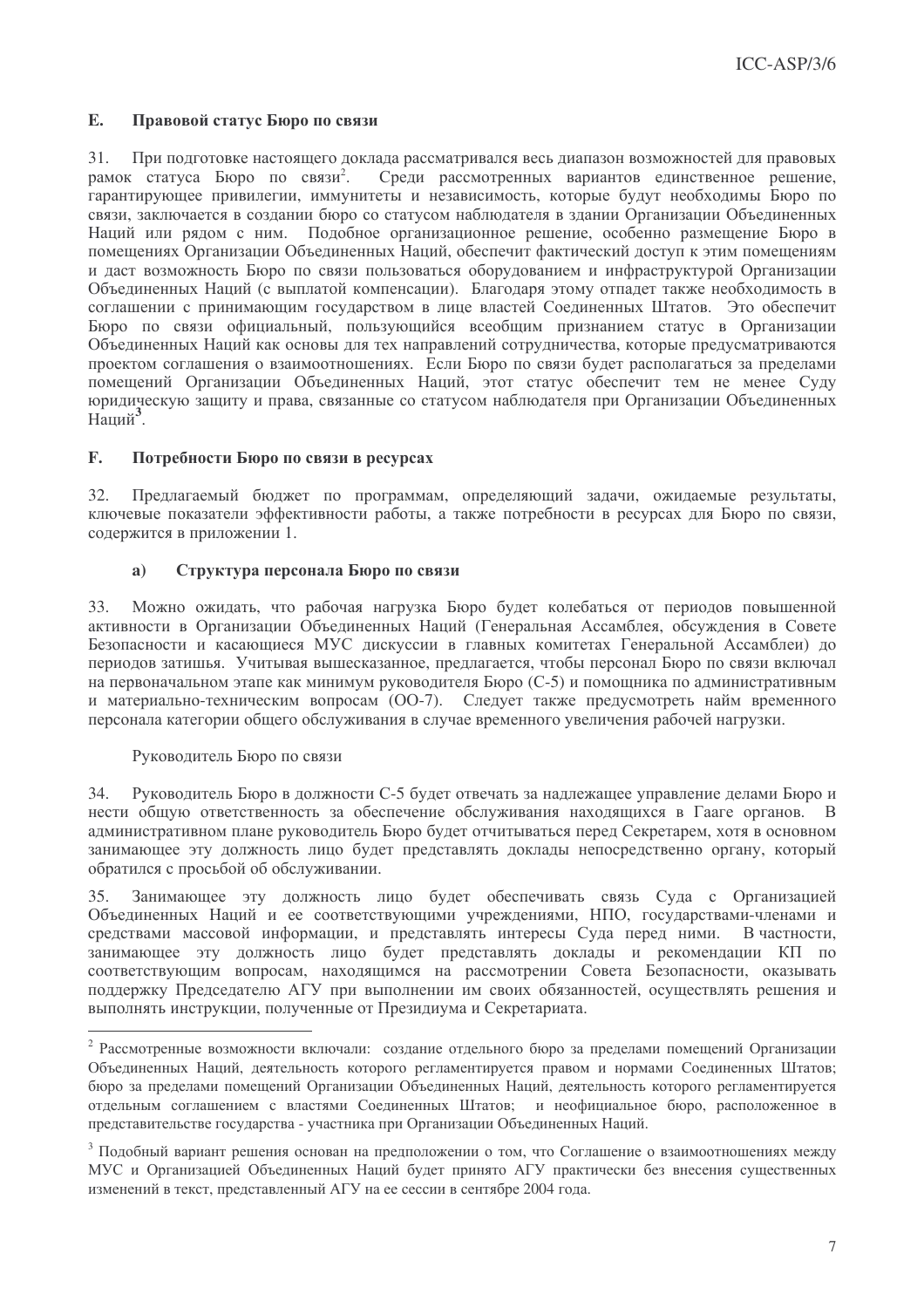## E. Правовой статус Бюро по связи

31. При подготовке настоящего доклада рассматривался весь диапазон возможностей для правовых рамок статуса Бюро по связи[2]. Среди рассмотренных вариантов единственное решение, гарантирующее привилегии, иммунитеты и независимость, которые будут необходимы Бюро по связи, заключается в создании бюро со статусом наблюдателя в здании Организации Объединенных Наций или рядом с ним. Подобное организационное решение, особенно размещение Бюро в помещениях Организации Объединенных Наций, обеспечит фактический доступ к этим помещениям и даст возможность Бюро по связи пользоваться оборудованием и инфраструктурой Организации Объединенных Наций (с выплатой компенсации). Благодаря этому отпадет также необходимость в соглашении с принимающим государством в лице властей Соединенных Штатов. Это обеспечит Бюро по связи официальный, пользующийся всеобщим признанием статус в Организации Объединенных Наций как основы для тех направлений сотрудничества, которые предусматриваются проектом соглашения о взаимоотношениях. Если Бюро по связи будет располагаться за пределами помещений Организации Объединенных Наций, этот статус обеспечит тем не менее Суду юридическую защиту и права, связанные со статусом наблюдателя при Организации Объединенных Наций[3].

## F. Потребности Бюро по связи в ресурсах

32. Предлагаемый бюджет по программам, определяющий задачи, ожидаемые результаты, ключевые показатели эффективности работы, а также потребности в ресурсах для Бюро по связи, содержится в приложении 1.

### a) Структура персонала Бюро по связи

33. Можно ожидать, что рабочая нагрузка Бюро будет колебаться от периодов повышенной активности в Организации Объединенных Наций (Генеральная Ассамблея, обсуждения в Совете Безопасности и касающиеся МУС дискуссии в главных комитетах Генеральной Ассамблеи) до периодов затишья. Учитывая вышесказанное, предлагается, чтобы персонал Бюро по связи включал на первоначальном этапе как минимум руководителя Бюро (С-5) и помощника по административным и материально-техническим вопросам (ОО-7). Следует также предусмотреть найм временного персонала категории общего обслуживания в случае временного увеличения рабочей нагрузки.

Руководитель Бюро по связи

34. Руководитель Бюро в должности С-5 будет отвечать за надлежащее управление делами Бюро и нести общую ответственность за обеспечение обслуживания находящихся в Гааге органов. В административном плане руководитель Бюро будет отчитываться перед Секретарем, хотя в основном занимающее эту должность лицо будет представлять доклады непосредственно органу, который обратился с просьбой об обслуживании.

35. Занимающее эту должность лицо будет обеспечивать связь Суда с Организацией Объединенных Наций и ее соответствующими учреждениями, НПО, государствами-членами и средствами массовой информации, и представлять интересы Суда перед ними. В частности, занимающее эту должность лицо будет представлять доклады и рекомендации КП по соответствующим вопросам, находящимся на рассмотрении Совета Безопасности, оказывать поддержку Председателю АГУ при выполнении им своих обязанностей, осуществлять решения и выполнять инструкции, полученные от Президиума и Секретариата.

---

[2] Рассмотренные возможности включали: создание отдельного бюро за пределами помещений Организации Объединенных Наций, деятельность которого регламентируется правом и нормами Соединенных Штатов; бюро за пределами помещений Организации Объединенных Наций, деятельность которого регламентируется отдельным соглашением с властями Соединенных Штатов; и неофициальное бюро, расположенное в представительстве государства - участника при Организации Объединенных Наций.

[3] Подобный вариант решения основан на предположении о том, что Соглашение о взаимоотношениях между МУС и Организацией Объединенных Наций будет принято АГУ практически без внесения существенных изменений в текст, представленный АГУ на ее сессии в сентябре 2004 года.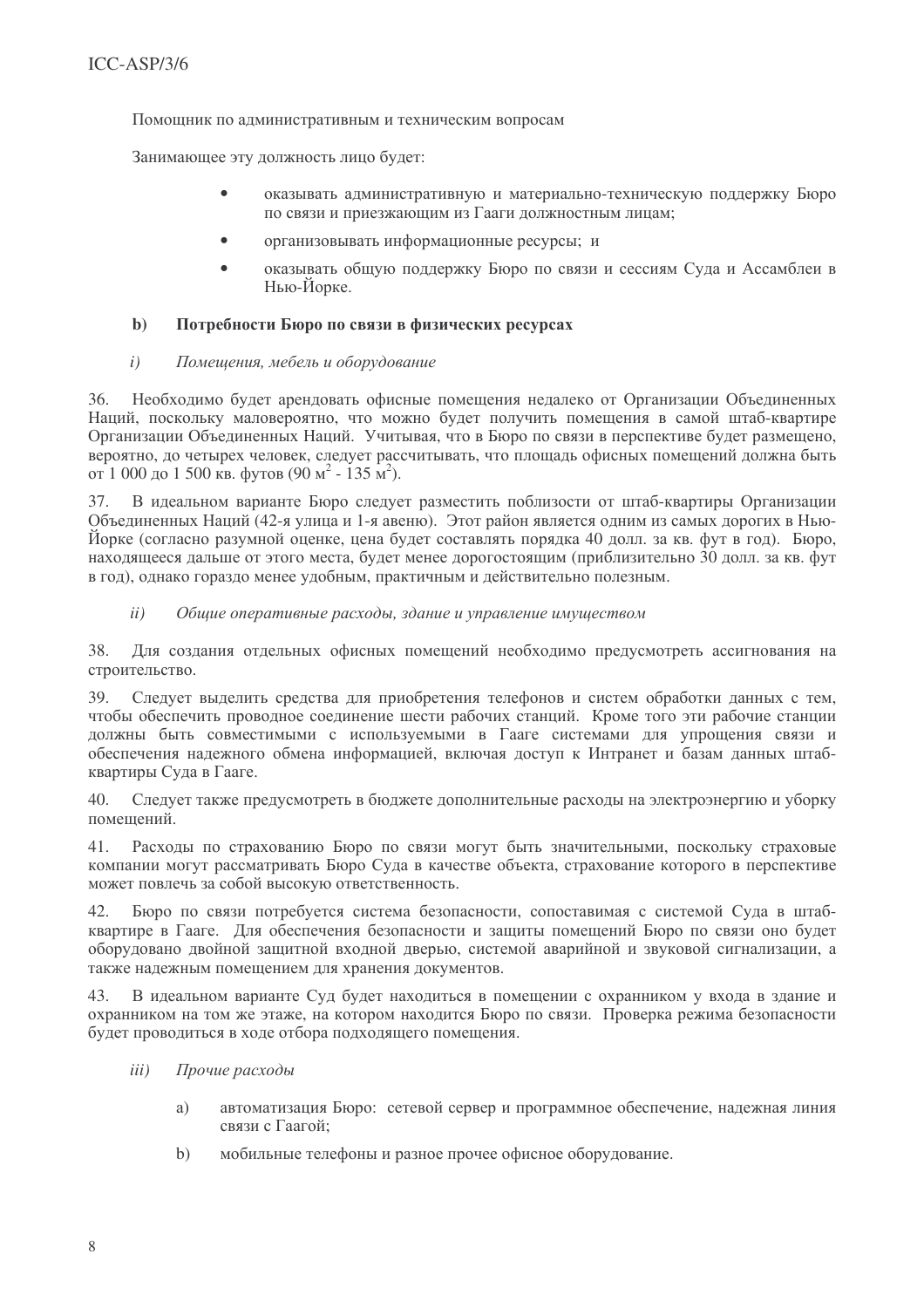Помощник по административным и техническим вопросам

Занимающее эту должность лицо будет:

- оказывать административную и материально-техническую поддержку Бюро по связи и приезжающим из Гааги должностным лицам;
- организовывать информационные ресурсы; и
- оказывать общую поддержку Бюро по связи и сессиям Суда и Ассамблеи в Нью-Йорке.

**b) Потребности Бюро по связи в физических ресурсах**

*i) Помещения, мебель и оборудование*

36. Необходимо будет арендовать офисные помещения недалеко от Организации Объединенных Наций, поскольку маловероятно, что можно будет получить помещения в самой штаб-квартире Организации Объединенных Наций. Учитывая, что в Бюро по связи в перспективе будет размещено, вероятно, до четырех человек, следует рассчитывать, что площадь офисных помещений должна быть от 1 000 до 1 500 кв. футов (90 м$^2$ - 135 м$^2$).

37. В идеальном варианте Бюро следует разместить поблизости от штаб-квартиры Организации Объединенных Наций (42-я улица и 1-я авеню). Этот район является одним из самых дорогих в Нью-Йорке (согласно разумной оценке, цена будет составлять порядка 40 долл. за кв. фут в год). Бюро, находящееся дальше от этого места, будет менее дорогостоящим (приблизительно 30 долл. за кв. фут в год), однако гораздо менее удобным, практичным и действительно полезным.

*ii) Общие оперативные расходы, здание и управление имуществом*

38. Для создания отдельных офисных помещений необходимо предусмотреть ассигнования на строительство.

39. Следует выделить средства для приобретения телефонов и систем обработки данных с тем, чтобы обеспечить проводное соединение шести рабочих станций. Кроме того эти рабочие станции должны быть совместимыми с используемыми в Гааге системами для упрощения связи и обеспечения надежного обмена информацией, включая доступ к Интранет и базам данных штаб-квартиры Суда в Гааге.

40. Следует также предусмотреть в бюджете дополнительные расходы на электроэнергию и уборку помещений.

41. Расходы по страхованию Бюро по связи могут быть значительными, поскольку страховые компании могут рассматривать Бюро Суда в качестве объекта, страхование которого в перспективе может повлечь за собой высокую ответственность.

42. Бюро по связи потребуется система безопасности, сопоставимая с системой Суда в штаб-квартире в Гааге. Для обеспечения безопасности и защиты помещений Бюро по связи оно будет оборудовано двойной защитной входной дверью, системой аварийной и звуковой сигнализации, а также надежным помещением для хранения документов.

43. В идеальном варианте Суд будет находиться в помещении с охранником у входа в здание и охранником на том же этаже, на котором находится Бюро по связи. Проверка режима безопасности будет проводиться в ходе отбора подходящего помещения.

*iii) Прочие расходы*

a) автоматизация Бюро: сетевой сервер и программное обеспечение, надежная линия связи с Гаагой;

b) мобильные телефоны и разное прочее офисное оборудование.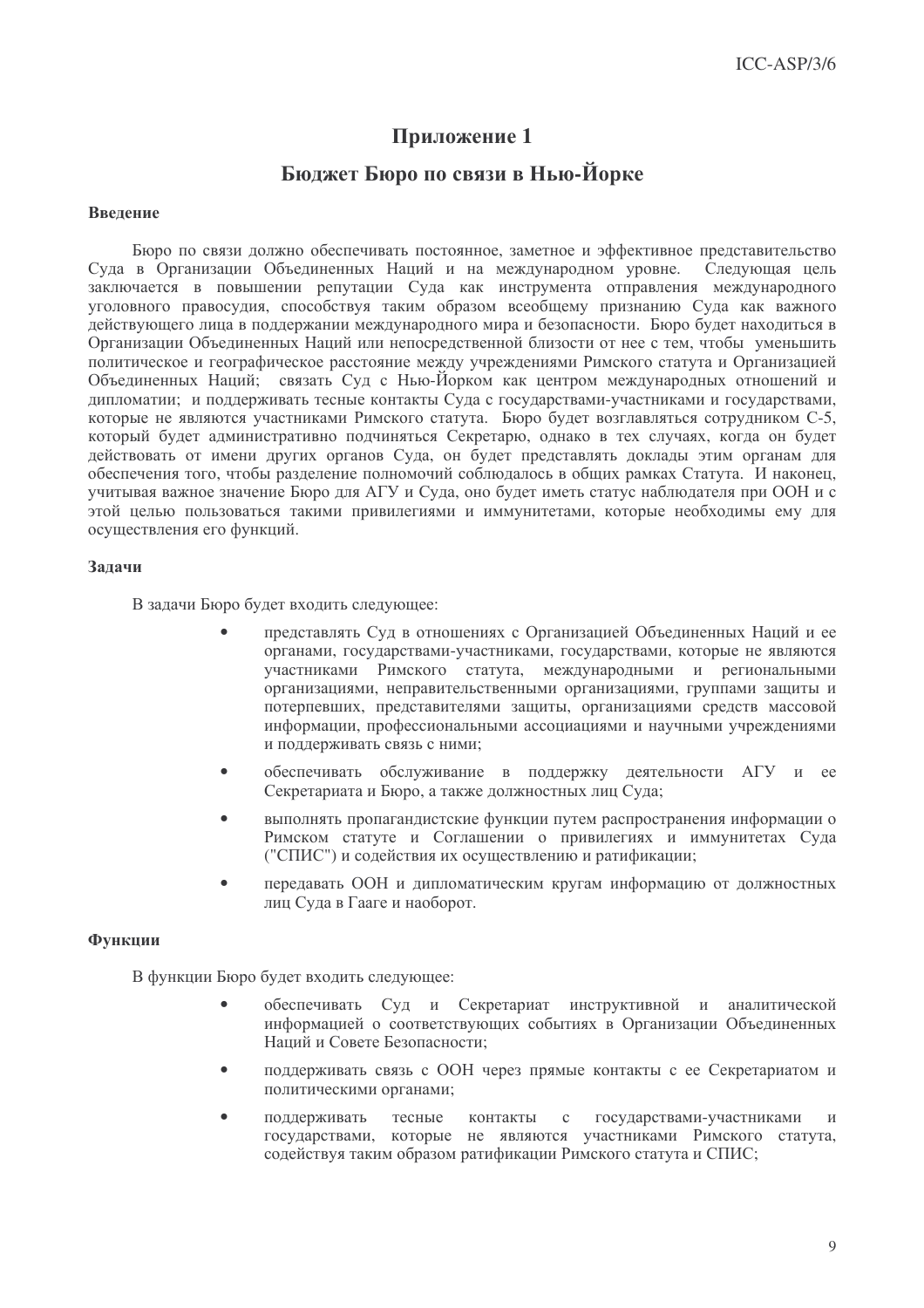# Приложение 1

## Бюджет Бюро по связи в Нью-Йорке

**Введение**

Бюро по связи должно обеспечивать постоянное, заметное и эффективное представительство Суда в Организации Объединенных Наций и на международном уровне. Следующая цель заключается в повышении репутации Суда как инструмента отправления международного уголовного правосудия, способствуя таким образом всеобщему признанию Суда как важного действующего лица в поддержании международного мира и безопасности. Бюро будет находиться в Организации Объединенных Наций или непосредственной близости от нее с тем, чтобы уменьшить политическое и географическое расстояние между учреждениями Римского статута и Организацией Объединенных Наций; связать Суд с Нью-Йорком как центром международных отношений и дипломатии; и поддерживать тесные контакты Суда с государствами-участниками и государствами, которые не являются участниками Римского статута. Бюро будет возглавляться сотрудником С-5, который будет административно подчиняться Секретарю, однако в тех случаях, когда он будет действовать от имени других органов Суда, он будет представлять доклады этим органам для обеспечения того, чтобы разделение полномочий соблюдалось в общих рамках Статута. И наконец, учитывая важное значение Бюро для АГУ и Суда, оно будет иметь статус наблюдателя при ООН и с этой целью пользоваться такими привилегиями и иммунитетами, которые необходимы ему для осуществления его функций.

**Задачи**

В задачи Бюро будет входить следующее:

- представлять Суд в отношениях с Организацией Объединенных Наций и ее органами, государствами-участниками, государствами, которые не являются участниками Римского статута, международными и региональными организациями, неправительственными организациями, группами защиты и потерпевших, представителями защиты, организациями средств массовой информации, профессиональными ассоциациями и научными учреждениями и поддерживать связь с ними;
- обеспечивать обслуживание в поддержку деятельности АГУ и ее Секретариата и Бюро, а также должностных лиц Суда;
- выполнять пропагандистские функции путем распространения информации о Римском статуте и Соглашении о привилегиях и иммунитетах Суда ("СПИС") и содействия их осуществлению и ратификации;
- передавать ООН и дипломатическим кругам информацию от должностных лиц Суда в Гааге и наоборот.

**Функции**

В функции Бюро будет входить следующее:

- обеспечивать Суд и Секретариат инструктивной и аналитической информацией о соответствующих событиях в Организации Объединенных Наций и Совете Безопасности;
- поддерживать связь с ООН через прямые контакты с ее Секретариатом и политическими органами;
- поддерживать тесные контакты с государствами-участниками и государствами, которые не являются участниками Римского статута, содействуя таким образом ратификации Римского статута и СПИС;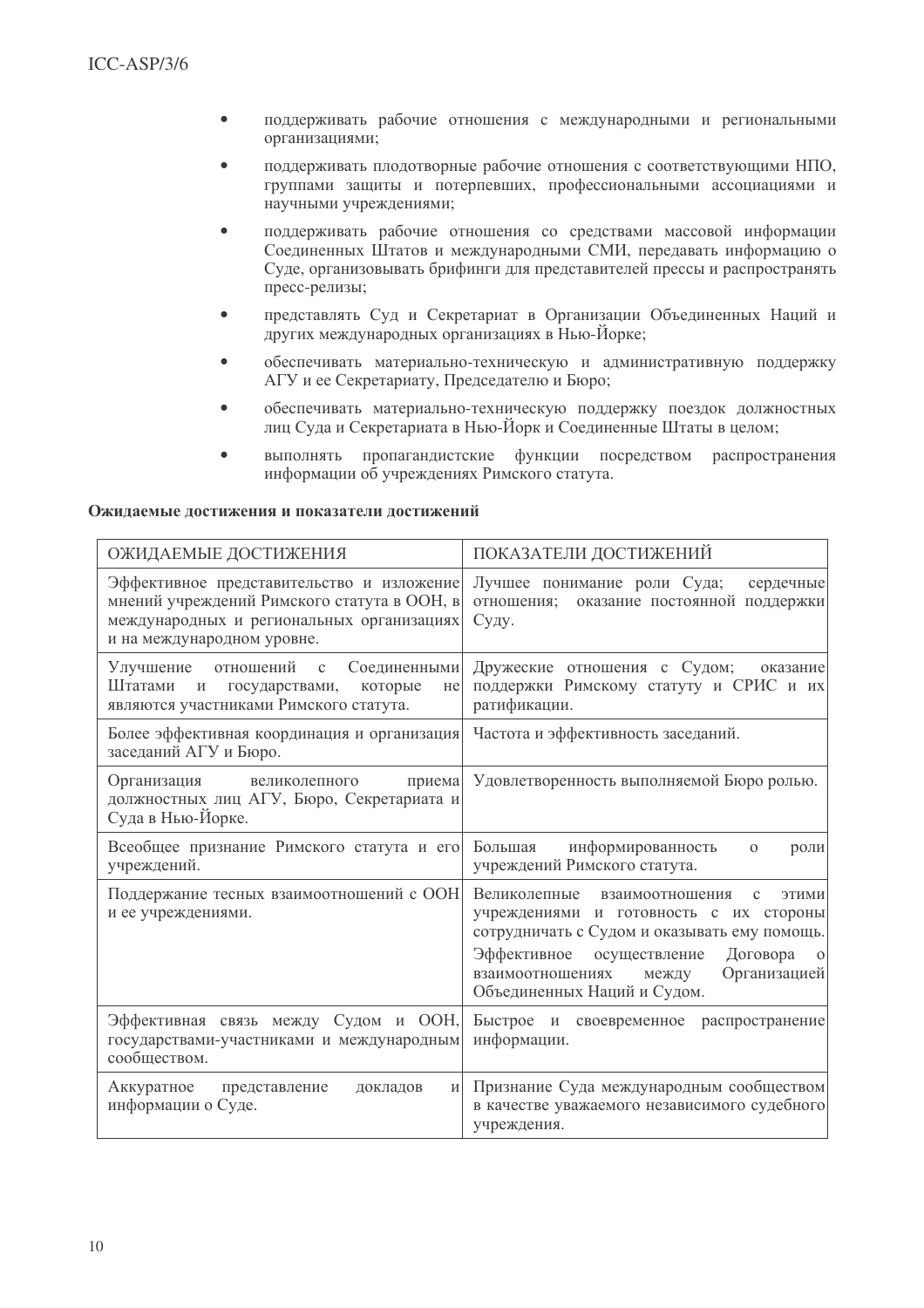- поддерживать рабочие отношения с международными и региональными организациями;
- поддерживать плодотворные рабочие отношения с соответствующими НПО, группами защиты и потерпевших, профессиональными ассоциациями и научными учреждениями;
- поддерживать рабочие отношения со средствами массовой информации Соединенных Штатов и международными СМИ, передавать информацию о Суде, организовывать брифинги для представителей прессы и распространять пресс-релизы;
- представлять Суд и Секретариат в Организации Объединенных Наций и других международных организациях в Нью-Йорке;
- обеспечивать материально-техническую и административную поддержку АГУ и ее Секретариату, Председателю и Бюро;
- обеспечивать материально-техническую поддержку поездок должностных лиц Суда и Секретариата в Нью-Йорк и Соединенные Штаты в целом;
- выполнять пропагандистские функции посредством распространения информации об учреждениях Римского статута.

**Ожидаемые достижения и показатели достижений**

| ОЖИДАЕМЫЕ ДОСТИЖЕНИЯ | ПОКАЗАТЕЛИ ДОСТИЖЕНИЙ |
|---|---|
| Эффективное представительство и изложение мнений учреждений Римского статута в ООН, в международных и региональных организациях и на международном уровне. | Лучшее понимание роли Суда; сердечные отношения; оказание постоянной поддержки Суду. |
| Улучшение отношений с Соединенными Штатами и государствами, которые не являются участниками Римского статута. | Дружеские отношения с Судом; оказание поддержки Римскому статуту и СРИС и их ратификации. |
| Более эффективная координация и организация заседаний АГУ и Бюро. | Частота и эффективность заседаний. |
| Организация великолепного приема должностных лиц АГУ, Бюро, Секретариата и Суда в Нью-Йорке. | Удовлетворенность выполняемой Бюро ролью. |
| Всеобщее признание Римского статута и его учреждений. | Большая информированность о роли учреждений Римского статута. |
| Поддержание тесных взаимоотношений с ООН и ее учреждениями. | Великолепные взаимоотношения с этими учреждениями и готовность с их стороны сотрудничать с Судом и оказывать ему помощь.<br>Эффективное осуществление Договора о взаимоотношениях между Организацией Объединенных Наций и Судом. |
| Эффективная связь между Судом и ООН, государствами-участниками и международным сообществом. | Быстрое и своевременное распространение информации. |
| Аккуратное представление докладов и информации о Суде. | Признание Суда международным сообществом в качестве уважаемого независимого судебного учреждения. |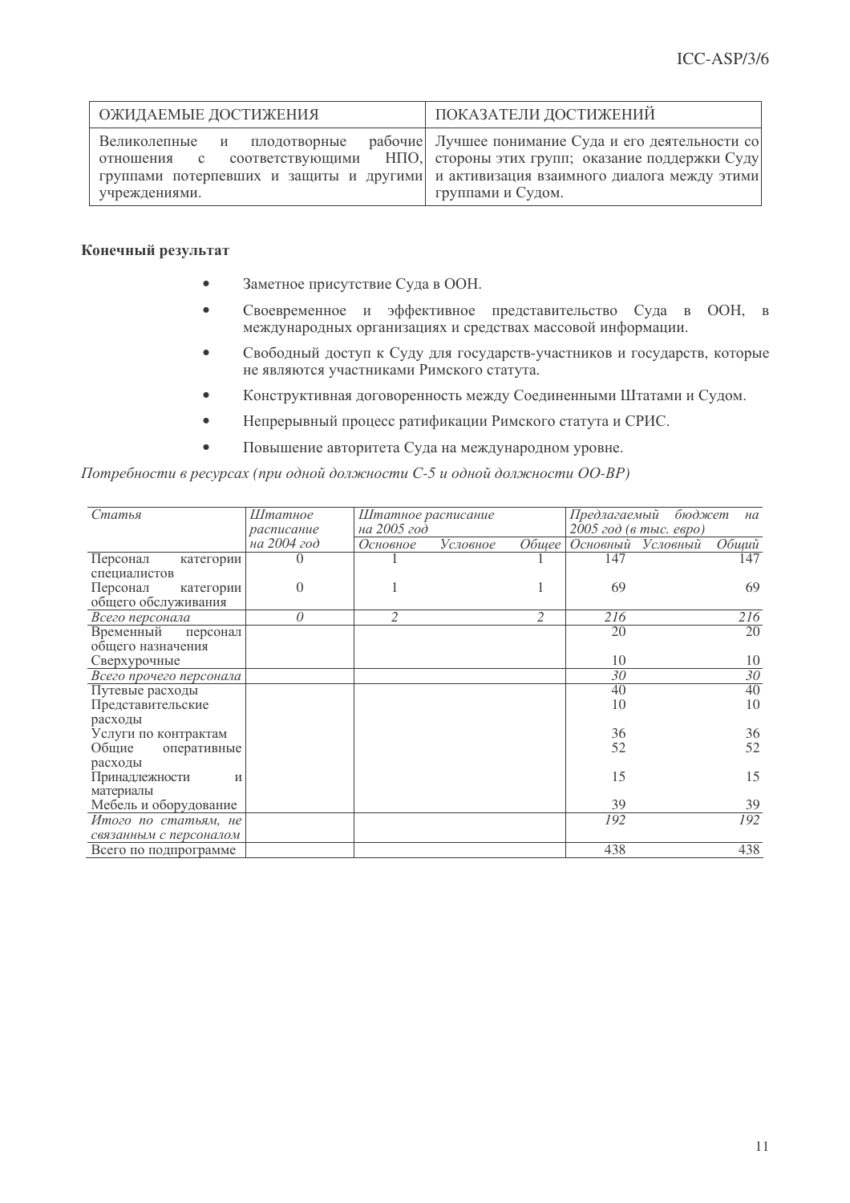| ОЖИДАЕМЫЕ ДОСТИЖЕНИЯ | ПОКАЗАТЕЛИ ДОСТИЖЕНИЙ |
| --- | --- |
| Великолепные и плодотворные рабочие отношения с соответствующими НПО, группами потерпевших и защиты и другими учреждениями. | Лучшее понимание Суда и его деятельности со стороны этих групп; оказание поддержки Суду и активизация взаимного диалога между этими группами и Судом. |

**Конечный результат**

- Заметное присутствие Суда в ООН.
- Своевременное и эффективное представительство Суда в ООН, в международных организациях и средствах массовой информации.
- Свободный доступ к Суду для государств-участников и государств, которые не являются участниками Римского статута.
- Конструктивная договоренность между Соединенными Штатами и Судом.
- Непрерывный процесс ратификации Римского статута и СРИС.
- Повышение авторитета Суда на международном уровне.

*Потребности в ресурсах (при одной должности С-5 и одной должности ОО-ВР)*

| *Статья* | *Штатное расписание на 2004 год* | *Штатное расписание на 2005 год* | | | *Предлагаемый бюджет на 2005 год (в тыс. евро)* | | |
| --- | --- | --- | --- | --- | --- | --- | --- |
| | | *Основное* | *Условное* | *Общее* | *Основный* | *Условный* | *Общий* |
| Персонал категории специалистов | 0 | 1 | | 1 | 147 | | 147 |
| Персонал категории общего обслуживания | 0 | 1 | | 1 | 69 | | 69 |
| *Всего персонала* | *0* | *2* | | *2* | *216* | | *216* |
| Временный персонал общего назначения | | | | | 20 | | 20 |
| Сверхурочные | | | | | 10 | | 10 |
| *Всего прочего персонала* | | | | | *30* | | *30* |
| Путевые расходы | | | | | 40 | | 40 |
| Представительские расходы | | | | | 10 | | 10 |
| Услуги по контрактам | | | | | 36 | | 36 |
| Общие оперативные расходы | | | | | 52 | | 52 |
| Принадлежности и материалы | | | | | 15 | | 15 |
| Мебель и оборудование | | | | | 39 | | 39 |
| *Итого по статьям, не связанным с персоналом* | | | | | *192* | | *192* |
| Всего по подпрограмме | | | | | 438 | | 438 |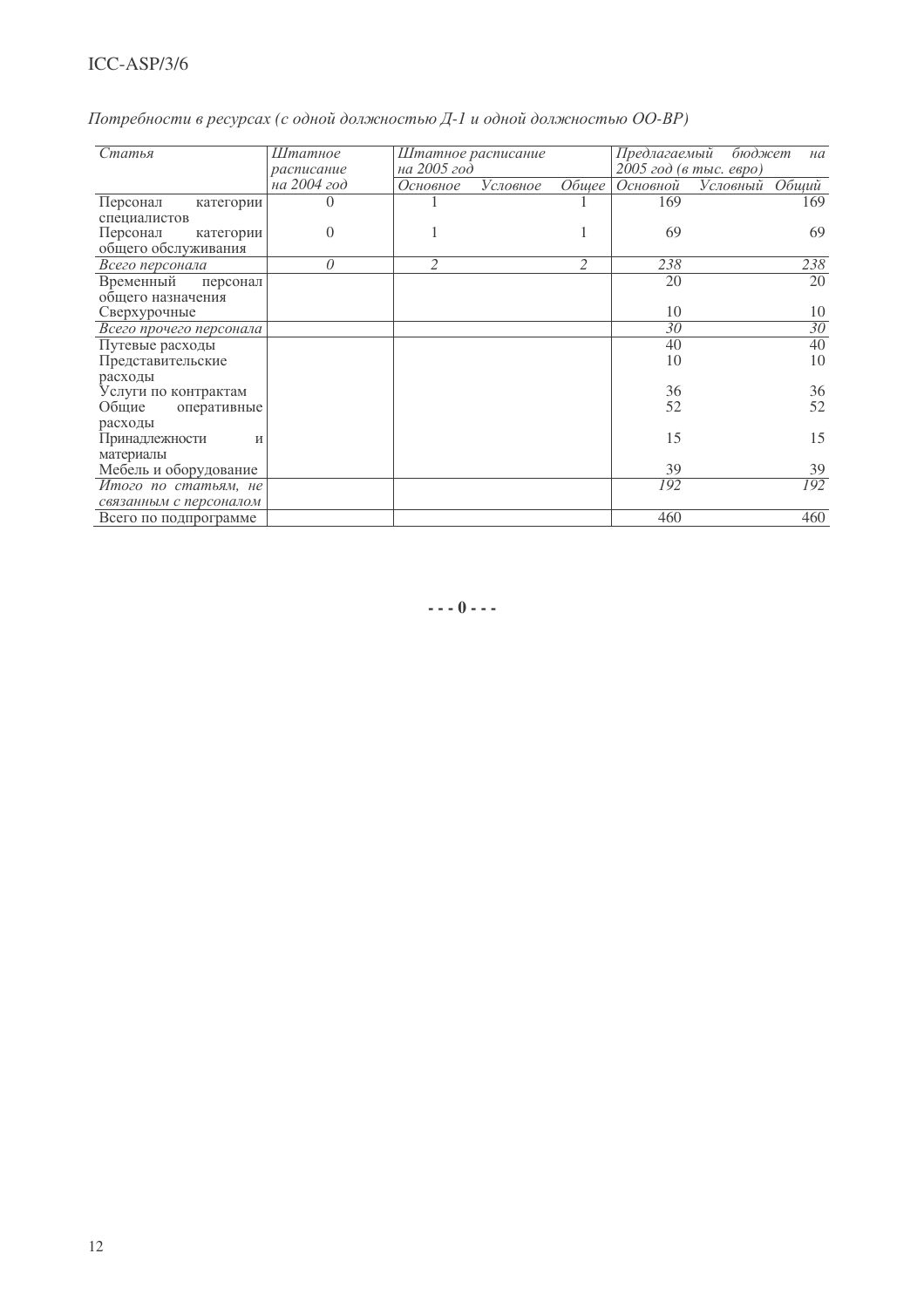*Потребности в ресурсах (с одной должностью Д-1 и одной должностью ОО-ВР)*

| *Статья* | *Штатное расписание на 2004 год* | *Штатное расписание на 2005 год* | | | *Предлагаемый бюджет на 2005 год (в тыс. евро)* | | |
|---|---|---|---|---|---|---|---|
| | | *Основное* | *Условное* | *Общее* | *Основной* | *Условный* | *Общий* |
| Персонал категории специалистов | 0 | 1 | | 1 | 169 | | 169 |
| Персонал категории общего обслуживания | 0 | 1 | | 1 | 69 | | 69 |
| *Всего персонала* | *0* | *2* | | *2* | *238* | | *238* |
| Временный персонал общего назначения | | | | | 20 | | 20 |
| Сверхурочные | | | | | 10 | | 10 |
| *Всего прочего персонала* | | | | | *30* | | *30* |
| Путевые расходы | | | | | 40 | | 40 |
| Представительские расходы | | | | | 10 | | 10 |
| Услуги по контрактам | | | | | 36 | | 36 |
| Общие оперативные расходы | | | | | 52 | | 52 |
| Принадлежности и материалы | | | | | 15 | | 15 |
| Мебель и оборудование | | | | | 39 | | 39 |
| *Итого по статьям, не связанным с персоналом* | | | | | *192* | | *192* |
| Всего по подпрограмме | | | | | 460 | | 460 |

**- - - 0 - - -**